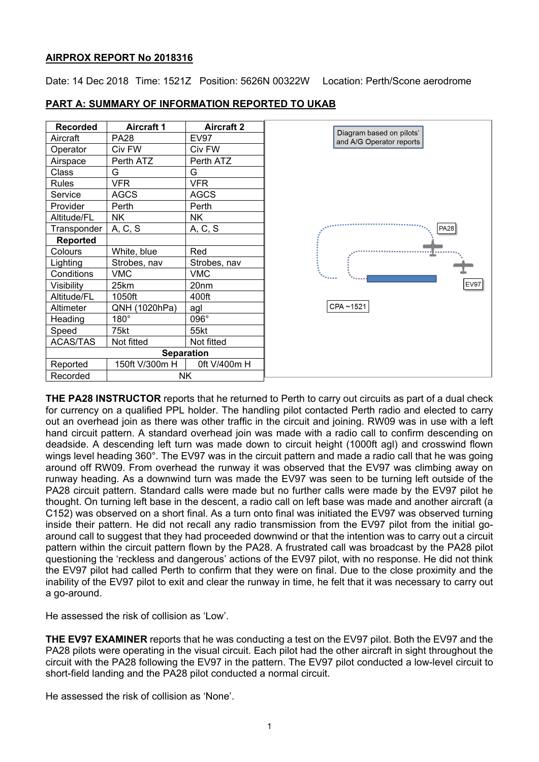**AIRPROX REPORT No 2018316**

Date: 14 Dec 2018 Time: 1521Z Position: 5626N 00322W Location: Perth/Scone aerodrome

**PART A: SUMMARY OF INFORMATION REPORTED TO UKAB**

| Recorded | Aircraft 1 | Aircraft 2 |
|---|---|---|
| Aircraft | PA28 | EV97 |
| Operator | Civ FW | Civ FW |
| Airspace | Perth ATZ | Perth ATZ |
| Class | G | G |
| Rules | VFR | VFR |
| Service | AGCS | AGCS |
| Provider | Perth | Perth |
| Altitude/FL | NK | NK |
| Transponder | A, C, S | A, C, S |
| **Reported** | | |
| Colours | White, blue | Red |
| Lighting | Strobes, nav | Strobes, nav |
| Conditions | VMC | VMC |
| Visibility | 25km | 20nm |
| Altitude/FL | 1050ft | 400ft |
| Altimeter | QNH (1020hPa) | agl |
| Heading | 180° | 096° |
| Speed | 75kt | 55kt |
| ACAS/TAS | Not fitted | Not fitted |
| **Separation** | | |
| Reported | 150ft V/300m H | 0ft V/400m H |
| Recorded | NK | |

Diagram based on pilots' and A/G Operator reports

PA28

EV97

CPA ~1521

**THE PA28 INSTRUCTOR** reports that he returned to Perth to carry out circuits as part of a dual check for currency on a qualified PPL holder. The handling pilot contacted Perth radio and elected to carry out an overhead join as there was other traffic in the circuit and joining. RW09 was in use with a left hand circuit pattern. A standard overhead join was made with a radio call to confirm descending on deadside. A descending left turn was made down to circuit height (1000ft agl) and crosswind flown wings level heading 360°. The EV97 was in the circuit pattern and made a radio call that he was going around off RW09. From overhead the runway it was observed that the EV97 was climbing away on runway heading. As a downwind turn was made the EV97 was seen to be turning left outside of the PA28 circuit pattern. Standard calls were made but no further calls were made by the EV97 pilot he thought. On turning left base in the descent, a radio call on left base was made and another aircraft (a C152) was observed on a short final. As a turn onto final was initiated the EV97 was observed turning inside their pattern. He did not recall any radio transmission from the EV97 pilot from the initial go-around call to suggest that they had proceeded downwind or that the intention was to carry out a circuit pattern within the circuit pattern flown by the PA28. A frustrated call was broadcast by the PA28 pilot questioning the 'reckless and dangerous' actions of the EV97 pilot, with no response. He did not think the EV97 pilot had called Perth to confirm that they were on final. Due to the close proximity and the inability of the EV97 pilot to exit and clear the runway in time, he felt that it was necessary to carry out a go-around.

He assessed the risk of collision as 'Low'.

**THE EV97 EXAMINER** reports that he was conducting a test on the EV97 pilot. Both the EV97 and the PA28 pilots were operating in the visual circuit. Each pilot had the other aircraft in sight throughout the circuit with the PA28 following the EV97 in the pattern. The EV97 pilot conducted a low-level circuit to short-field landing and the PA28 pilot conducted a normal circuit.

He assessed the risk of collision as 'None'.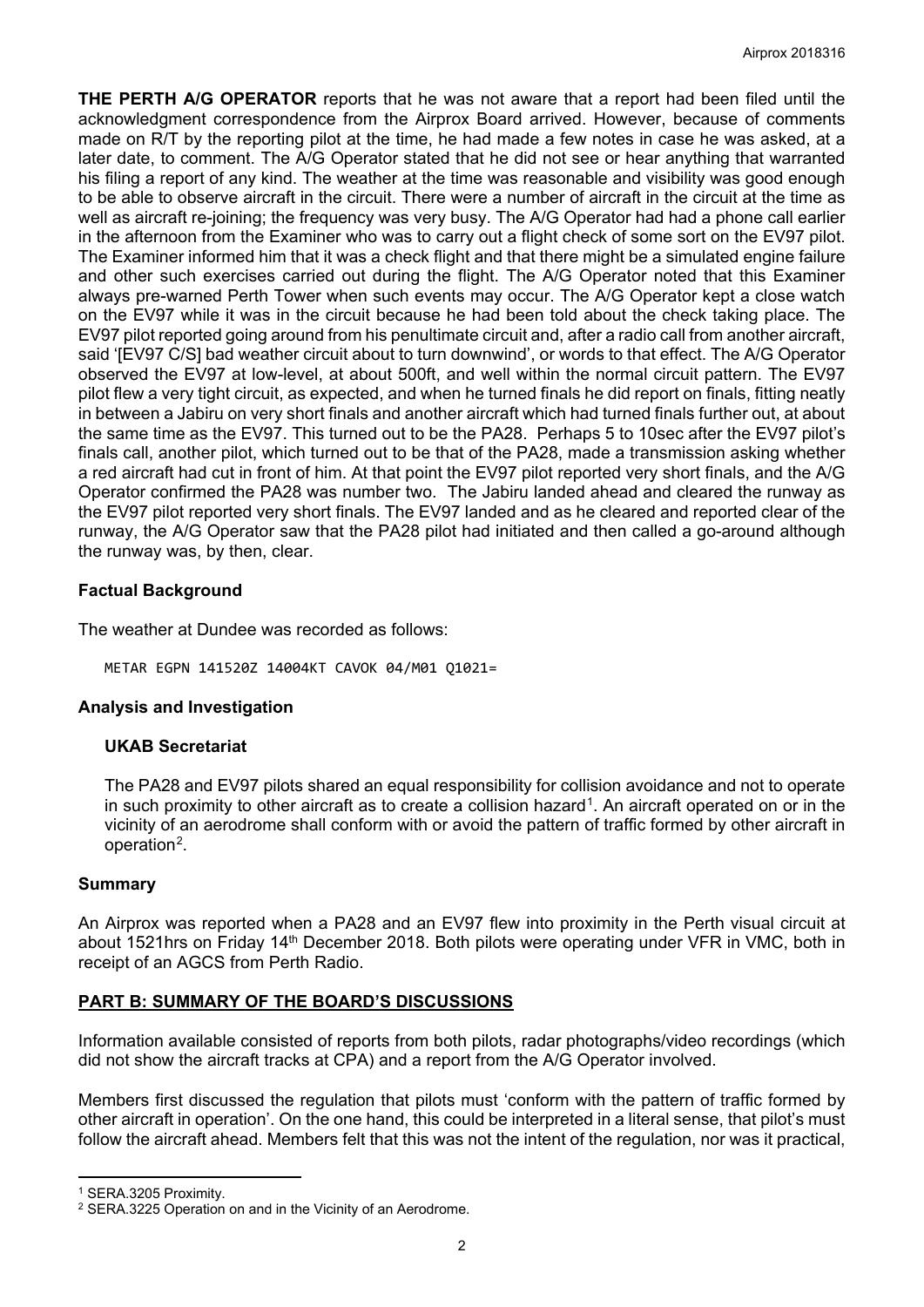**THE PERTH A/G OPERATOR** reports that he was not aware that a report had been filed until the acknowledgment correspondence from the Airprox Board arrived. However, because of comments made on R/T by the reporting pilot at the time, he had made a few notes in case he was asked, at a later date, to comment. The A/G Operator stated that he did not see or hear anything that warranted his filing a report of any kind. The weather at the time was reasonable and visibility was good enough to be able to observe aircraft in the circuit. There were a number of aircraft in the circuit at the time as well as aircraft re-joining; the frequency was very busy. The A/G Operator had had a phone call earlier in the afternoon from the Examiner who was to carry out a flight check of some sort on the EV97 pilot. The Examiner informed him that it was a check flight and that there might be a simulated engine failure and other such exercises carried out during the flight. The A/G Operator noted that this Examiner always pre-warned Perth Tower when such events may occur. The A/G Operator kept a close watch on the EV97 while it was in the circuit because he had been told about the check taking place. The EV97 pilot reported going around from his penultimate circuit and, after a radio call from another aircraft, said '[EV97 C/S] bad weather circuit about to turn downwind', or words to that effect. The A/G Operator observed the EV97 at low-level, at about 500ft, and well within the normal circuit pattern. The EV97 pilot flew a very tight circuit, as expected, and when he turned finals he did report on finals, fitting neatly in between a Jabiru on very short finals and another aircraft which had turned finals further out, at about the same time as the EV97. This turned out to be the PA28. Perhaps 5 to 10sec after the EV97 pilot's finals call, another pilot, which turned out to be that of the PA28, made a transmission asking whether a red aircraft had cut in front of him. At that point the EV97 pilot reported very short finals, and the A/G Operator confirmed the PA28 was number two. The Jabiru landed ahead and cleared the runway as the EV97 pilot reported very short finals. The EV97 landed and as he cleared and reported clear of the runway, the A/G Operator saw that the PA28 pilot had initiated and then called a go-around although the runway was, by then, clear.

## Factual Background

The weather at Dundee was recorded as follows:

```
METAR EGPN 141520Z 14004KT CAVOK 04/M01 Q1021=
```

## Analysis and Investigation

### UKAB Secretariat

The PA28 and EV97 pilots shared an equal responsibility for collision avoidance and not to operate in such proximity to other aircraft as to create a collision hazard[1]. An aircraft operated on or in the vicinity of an aerodrome shall conform with or avoid the pattern of traffic formed by other aircraft in operation[2].

## Summary

An Airprox was reported when a PA28 and an EV97 flew into proximity in the Perth visual circuit at about 1521hrs on Friday 14th December 2018. Both pilots were operating under VFR in VMC, both in receipt of an AGCS from Perth Radio.

## PART B: SUMMARY OF THE BOARD'S DISCUSSIONS

Information available consisted of reports from both pilots, radar photographs/video recordings (which did not show the aircraft tracks at CPA) and a report from the A/G Operator involved.

Members first discussed the regulation that pilots must 'conform with the pattern of traffic formed by other aircraft in operation'. On the one hand, this could be interpreted in a literal sense, that pilot's must follow the aircraft ahead. Members felt that this was not the intent of the regulation, nor was it practical,

---

[1] SERA.3205 Proximity.

[2] SERA.3225 Operation on and in the Vicinity of an Aerodrome.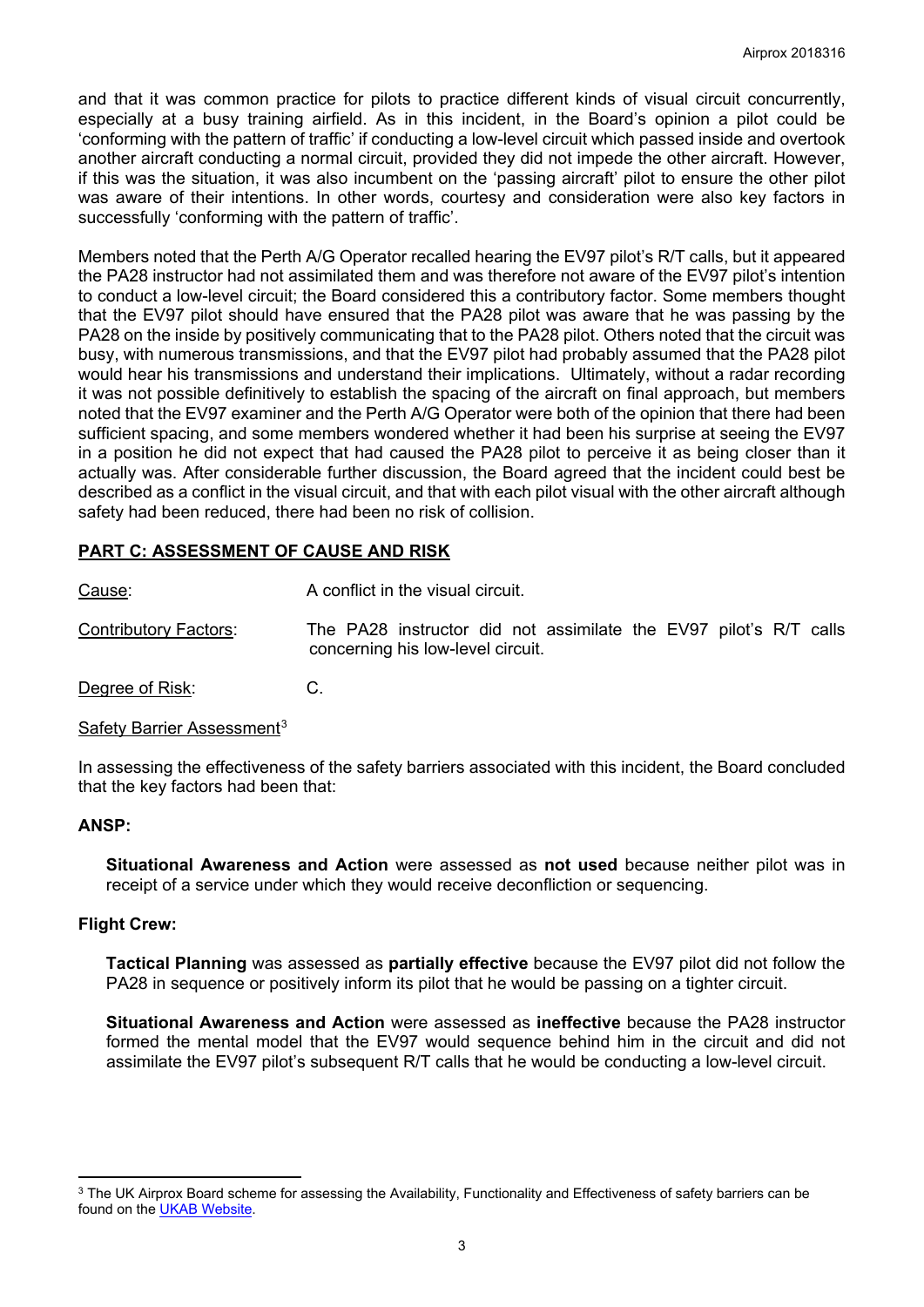and that it was common practice for pilots to practice different kinds of visual circuit concurrently, especially at a busy training airfield. As in this incident, in the Board's opinion a pilot could be 'conforming with the pattern of traffic' if conducting a low-level circuit which passed inside and overtook another aircraft conducting a normal circuit, provided they did not impede the other aircraft. However, if this was the situation, it was also incumbent on the 'passing aircraft' pilot to ensure the other pilot was aware of their intentions. In other words, courtesy and consideration were also key factors in successfully 'conforming with the pattern of traffic'.

Members noted that the Perth A/G Operator recalled hearing the EV97 pilot's R/T calls, but it appeared the PA28 instructor had not assimilated them and was therefore not aware of the EV97 pilot's intention to conduct a low-level circuit; the Board considered this a contributory factor. Some members thought that the EV97 pilot should have ensured that the PA28 pilot was aware that he was passing by the PA28 on the inside by positively communicating that to the PA28 pilot. Others noted that the circuit was busy, with numerous transmissions, and that the EV97 pilot had probably assumed that the PA28 pilot would hear his transmissions and understand their implications. Ultimately, without a radar recording it was not possible definitively to establish the spacing of the aircraft on final approach, but members noted that the EV97 examiner and the Perth A/G Operator were both of the opinion that there had been sufficient spacing, and some members wondered whether it had been his surprise at seeing the EV97 in a position he did not expect that had caused the PA28 pilot to perceive it as being closer than it actually was. After considerable further discussion, the Board agreed that the incident could best be described as a conflict in the visual circuit, and that with each pilot visual with the other aircraft although safety had been reduced, there had been no risk of collision.

## PART C: ASSESSMENT OF CAUSE AND RISK

Cause: A conflict in the visual circuit.

Contributory Factors: The PA28 instructor did not assimilate the EV97 pilot's R/T calls concerning his low-level circuit.

Degree of Risk: C.

Safety Barrier Assessment[3]

In assessing the effectiveness of the safety barriers associated with this incident, the Board concluded that the key factors had been that:

### ANSP:

**Situational Awareness and Action** were assessed as **not used** because neither pilot was in receipt of a service under which they would receive deconfliction or sequencing.

### Flight Crew:

**Tactical Planning** was assessed as **partially effective** because the EV97 pilot did not follow the PA28 in sequence or positively inform its pilot that he would be passing on a tighter circuit.

**Situational Awareness and Action** were assessed as **ineffective** because the PA28 instructor formed the mental model that the EV97 would sequence behind him in the circuit and did not assimilate the EV97 pilot's subsequent R/T calls that he would be conducting a low-level circuit.

---

[3] The UK Airprox Board scheme for assessing the Availability, Functionality and Effectiveness of safety barriers can be found on the UKAB Website.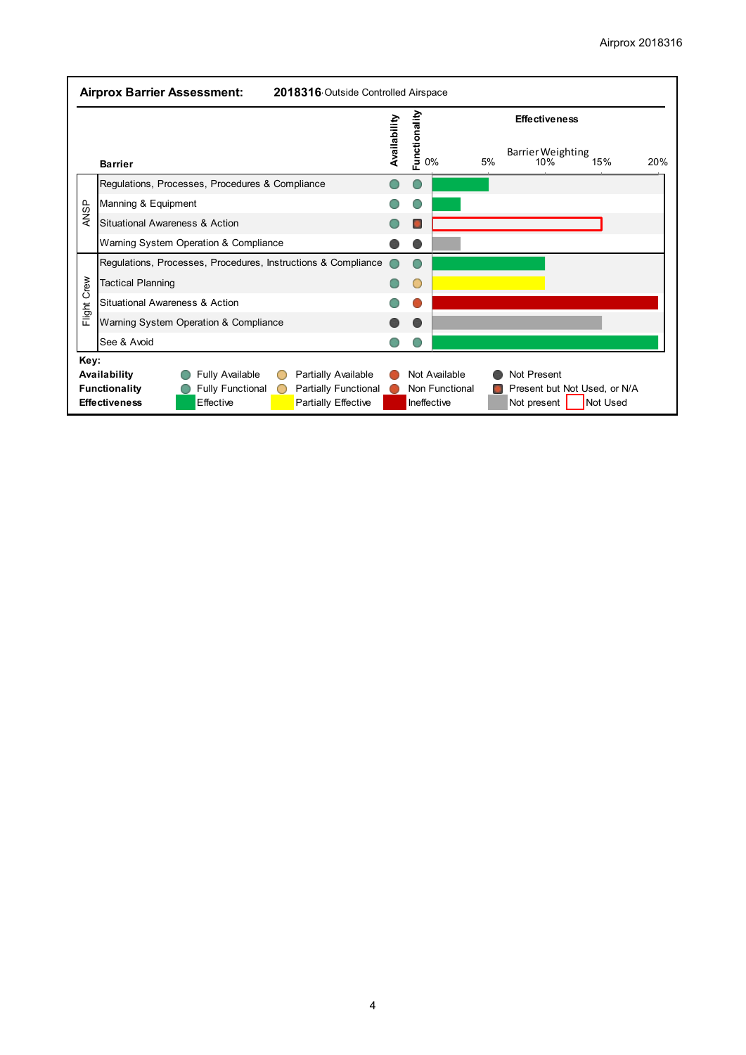**Airprox Barrier Assessment:** **2018316** Outside Controlled Airspace

Barrier

Availability

Functionality

Effectiveness

Barrier Weighting

0% 5% 10% 15% 20%

ANSP

Regulations, Processes, Procedures & Compliance

Manning & Equipment

Situational Awareness & Action

Warning System Operation & Compliance

Flight Crew

Regulations, Processes, Procedures, Instructions & Compliance

Tactical Planning

Situational Awareness & Action

Warning System Operation & Compliance

See & Avoid

**Key:**

**Availability** Fully Available, Partially Available, Not Available, Not Present

**Functionality** Fully Functional, Partially Functional, Non Functional, Present but Not Used, or N/A

**Effectiveness** Effective, Partially Effective, Ineffective, Not present, Not Used